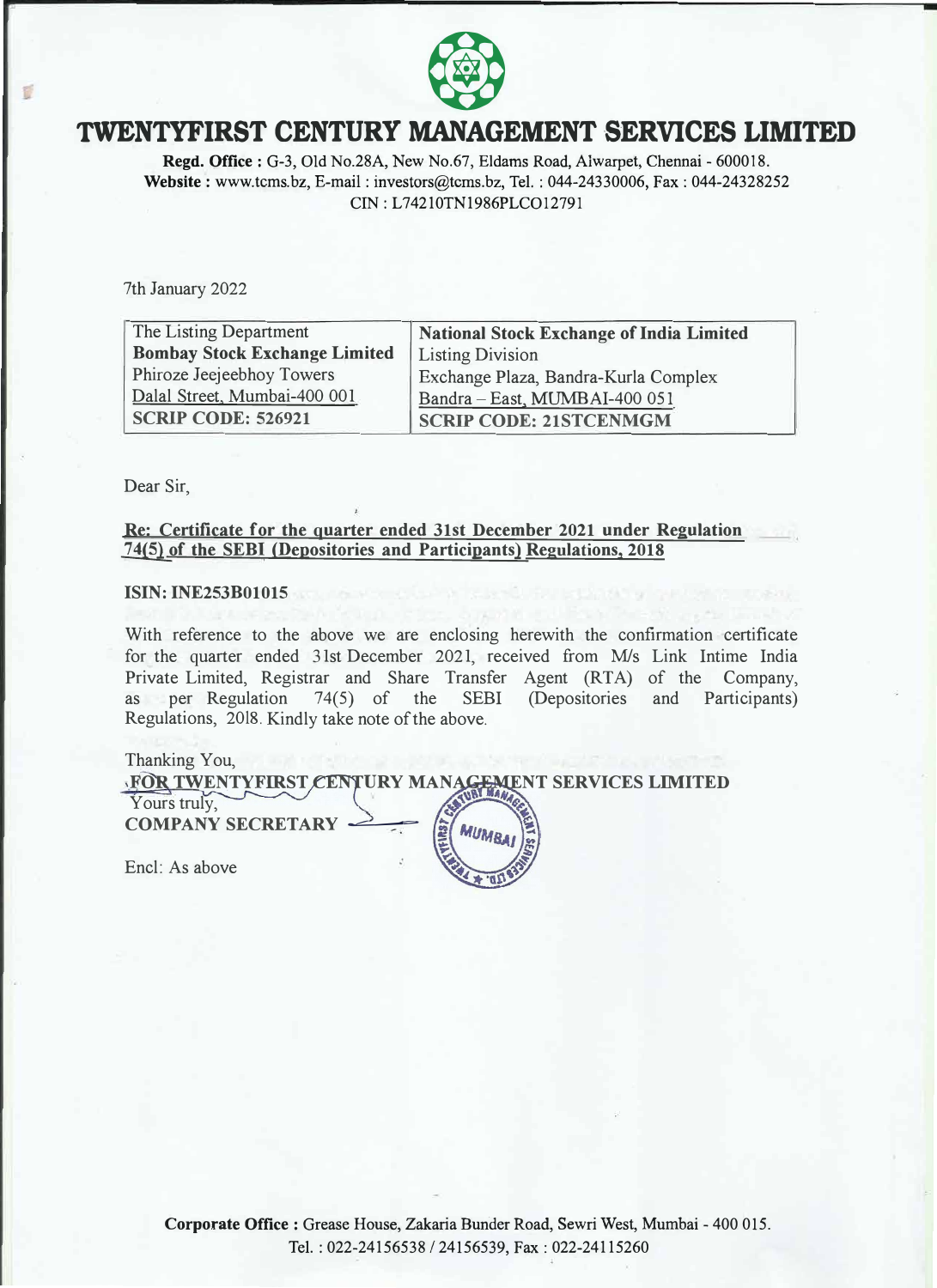# TWENTYFIRST CENTURY MANAGEMENT SERVICES LIMITED

**Regd. Office :** G-3, Old No.28A, New No.67, Eldams Road, Alwarpet, Chennai - 600018.
**Website :** www.tcms.bz, E-mail : investors@tcms.bz, Tel. : 044-24330006, Fax : 044-24328252
CIN : L74210TN1986PLCO12791

7th January 2022

| The Listing Department<br>**Bombay Stock Exchange Limited**<br>Phiroze Jeejeebhoy Towers<br>Dalal Street, Mumbai-400 001<br>**SCRIP CODE: 526921** | **National Stock Exchange of India Limited**<br>Listing Division<br>Exchange Plaza, Bandra-Kurla Complex<br>Bandra – East, MUMBAI-400 051<br>**SCRIP CODE: 21STCENMGM** |
|---|---|

Dear Sir,

**Re: Certificate for the quarter ended 31st December 2021 under Regulation 74(5) of the SEBI (Depositories and Participants) Regulations, 2018**

**ISIN: INE253B01015**

With reference to the above we are enclosing herewith the confirmation certificate for the quarter ended 31st December 2021, received from M/s Link Intime India Private Limited, Registrar and Share Transfer Agent (RTA) of the Company, as per Regulation 74(5) of the SEBI (Depositories and Participants) Regulations, 2018. Kindly take note of the above.

Thanking You,

**FOR TWENTYFIRST CENTURY MANAGEMENT SERVICES LIMITED**

Yours truly,

**COMPANY SECRETARY**

Encl: As above

**Corporate Office :** Grease House, Zakaria Bunder Road, Sewri West, Mumbai - 400 015.
Tel. : 022-24156538 / 24156539, Fax : 022-24115260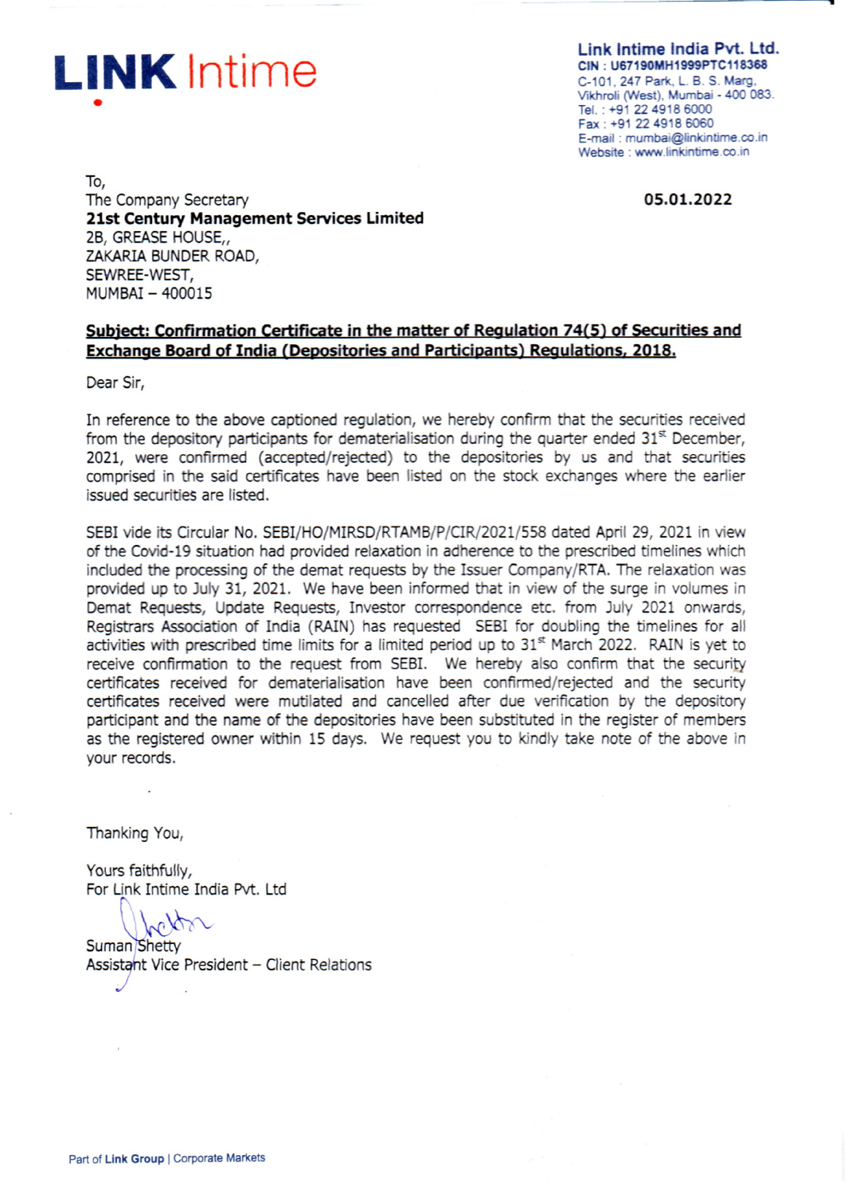**LINK Intime**

**Link Intime India Pvt. Ltd.**
**CIN : U67190MH1999PTC118368**
C-101, 247 Park, L. B. S. Marg,
Vikhroli (West), Mumbai - 400 083.
Tel. : +91 22 4918 6000
Fax : +91 22 4918 6060
E-mail : mumbai@linkintime.co.in
Website : www.linkintime.co.in

To,
The Company Secretary
**21st Century Management Services Limited**
2B, GREASE HOUSE,,
ZAKARIA BUNDER ROAD,
SEWREE-WEST,
MUMBAI – 400015

**05.01.2022**

**Subject: Confirmation Certificate in the matter of Regulation 74(5) of Securities and Exchange Board of India (Depositories and Participants) Regulations, 2018.**

Dear Sir,

In reference to the above captioned regulation, we hereby confirm that the securities received from the depository participants for dematerialisation during the quarter ended 31st December, 2021, were confirmed (accepted/rejected) to the depositories by us and that securities comprised in the said certificates have been listed on the stock exchanges where the earlier issued securities are listed.

SEBI vide its Circular No. SEBI/HO/MIRSD/RTAMB/P/CIR/2021/558 dated April 29, 2021 in view of the Covid-19 situation had provided relaxation in adherence to the prescribed timelines which included the processing of the demat requests by the Issuer Company/RTA. The relaxation was provided up to July 31, 2021. We have been informed that in view of the surge in volumes in Demat Requests, Update Requests, Investor correspondence etc. from July 2021 onwards, Registrars Association of India (RAIN) has requested SEBI for doubling the timelines for all activities with prescribed time limits for a limited period up to 31st March 2022. RAIN is yet to receive confirmation to the request from SEBI. We hereby also confirm that the security certificates received for dematerialisation have been confirmed/rejected and the security certificates received were mutilated and cancelled after due verification by the depository participant and the name of the depositories have been substituted in the register of members as the registered owner within 15 days. We request you to kindly take note of the above in your records.

Thanking You,

Yours faithfully,
For Link Intime India Pvt. Ltd

Suman Shetty
Assistant Vice President – Client Relations

Part of **Link Group** | Corporate Markets